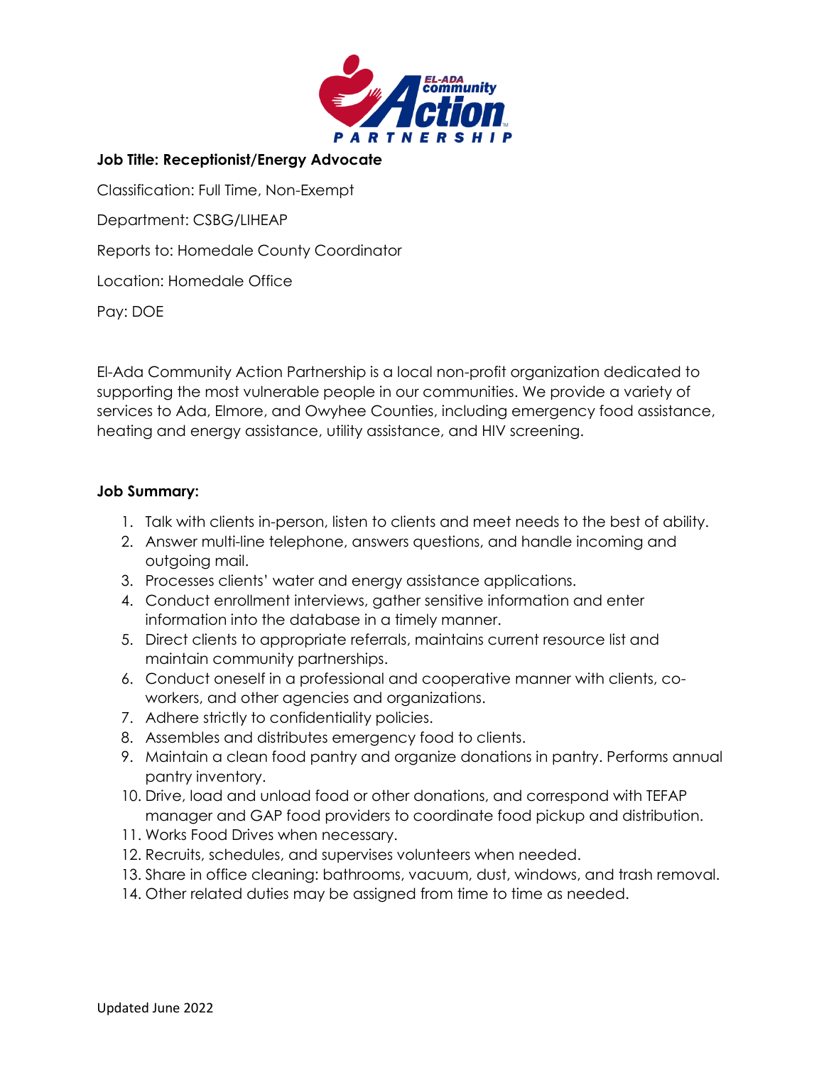**Job Title: Receptionist/Energy Advocate**

Classification: Full Time, Non-Exempt

Department: CSBG/LIHEAP

Reports to: Homedale County Coordinator

Location: Homedale Office

Pay: DOE

El-Ada Community Action Partnership is a local non-profit organization dedicated to supporting the most vulnerable people in our communities. We provide a variety of services to Ada, Elmore, and Owyhee Counties, including emergency food assistance, heating and energy assistance, utility assistance, and HIV screening.

**Job Summary:**

1. Talk with clients in-person, listen to clients and meet needs to the best of ability.
2. Answer multi-line telephone, answers questions, and handle incoming and outgoing mail.
3. Processes clients' water and energy assistance applications.
4. Conduct enrollment interviews, gather sensitive information and enter information into the database in a timely manner.
5. Direct clients to appropriate referrals, maintains current resource list and maintain community partnerships.
6. Conduct oneself in a professional and cooperative manner with clients, co-workers, and other agencies and organizations.
7. Adhere strictly to confidentiality policies.
8. Assembles and distributes emergency food to clients.
9. Maintain a clean food pantry and organize donations in pantry. Performs annual pantry inventory.
10. Drive, load and unload food or other donations, and correspond with TEFAP manager and GAP food providers to coordinate food pickup and distribution.
11. Works Food Drives when necessary.
12. Recruits, schedules, and supervises volunteers when needed.
13. Share in office cleaning: bathrooms, vacuum, dust, windows, and trash removal.
14. Other related duties may be assigned from time to time as needed.

Updated June 2022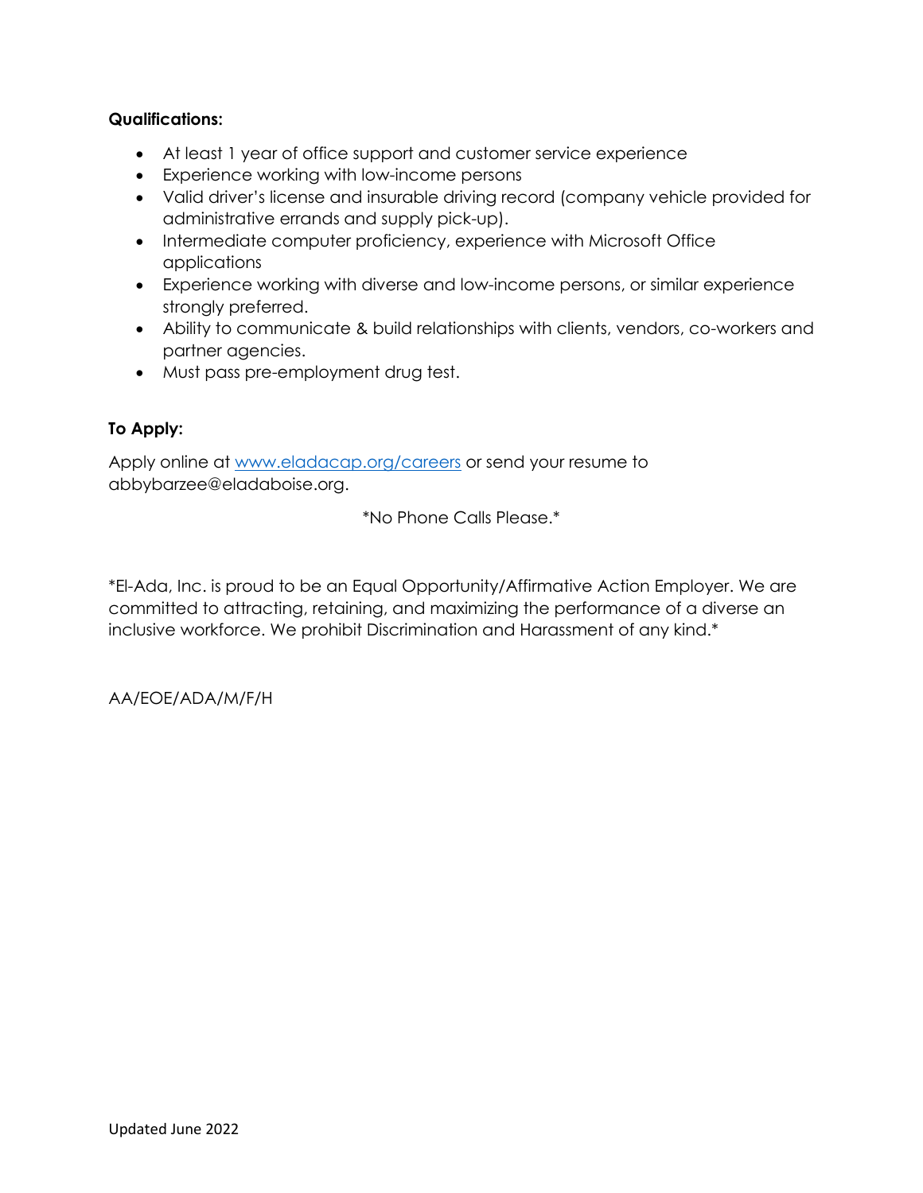**Qualifications:**

- At least 1 year of office support and customer service experience
- Experience working with low-income persons
- Valid driver's license and insurable driving record (company vehicle provided for administrative errands and supply pick-up).
- Intermediate computer proficiency, experience with Microsoft Office applications
- Experience working with diverse and low-income persons, or similar experience strongly preferred.
- Ability to communicate & build relationships with clients, vendors, co-workers and partner agencies.
- Must pass pre-employment drug test.

**To Apply:**

Apply online at [www.eladacap.org/careers](www.eladacap.org/careers) or send your resume to abbybarzee@eladaboise.org.

*No Phone Calls Please.*

*El-Ada, Inc. is proud to be an Equal Opportunity/Affirmative Action Employer. We are committed to attracting, retaining, and maximizing the performance of a diverse an inclusive workforce. We prohibit Discrimination and Harassment of any kind.*

AA/EOE/ADA/M/F/H

Updated June 2022